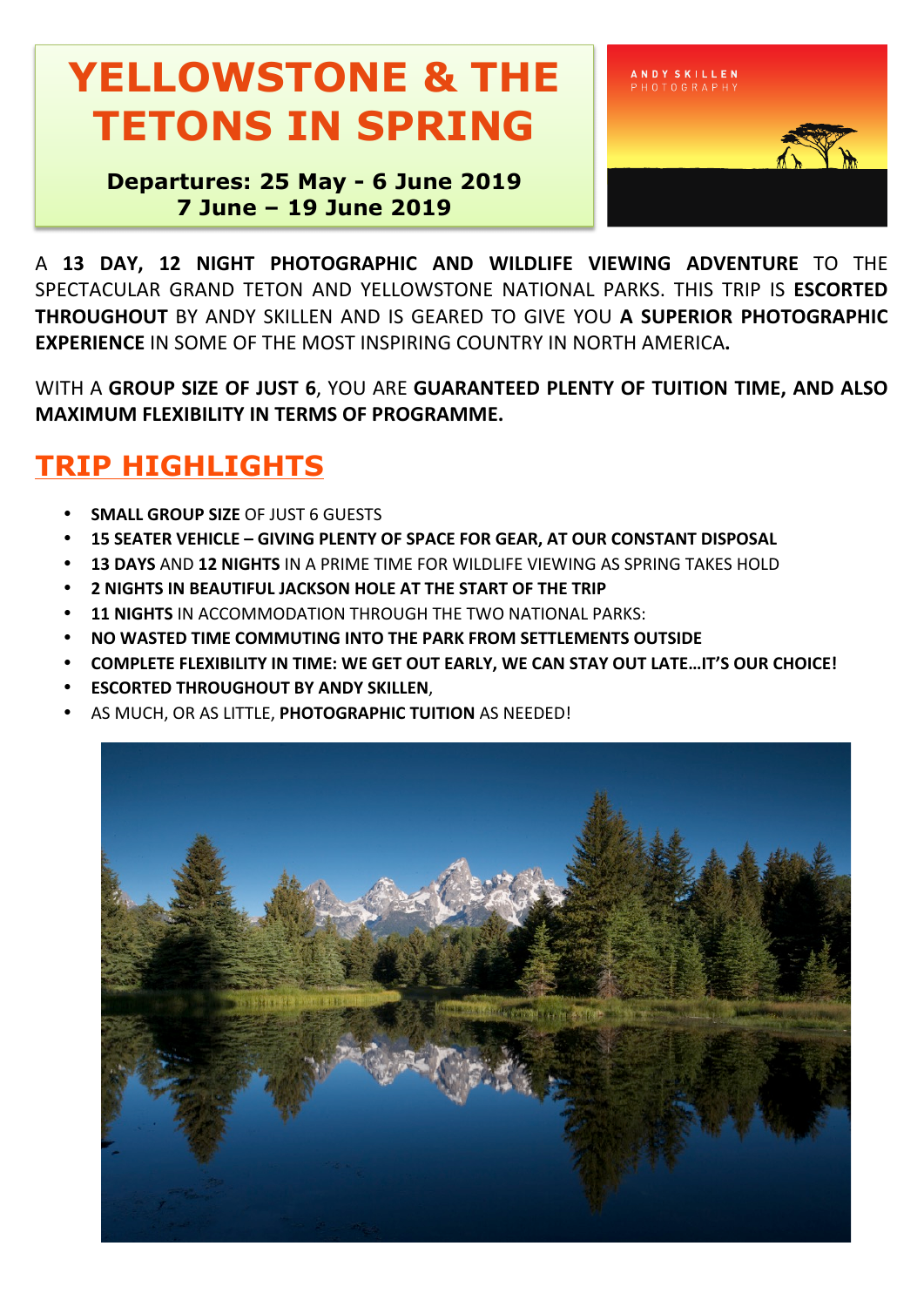# YELLOWSTONE & THE TETONS IN SPRING

**Departures: 25 May - 6 June 2019**
**7 June – 19 June 2019**

A **13 DAY, 12 NIGHT PHOTOGRAPHIC AND WILDLIFE VIEWING ADVENTURE** TO THE SPECTACULAR GRAND TETON AND YELLOWSTONE NATIONAL PARKS. THIS TRIP IS **ESCORTED THROUGHOUT** BY ANDY SKILLEN AND IS GEARED TO GIVE YOU **A SUPERIOR PHOTOGRAPHIC EXPERIENCE** IN SOME OF THE MOST INSPIRING COUNTRY IN NORTH AMERICA**.**

WITH A **GROUP SIZE OF JUST 6**, YOU ARE **GUARANTEED PLENTY OF TUITION TIME, AND ALSO MAXIMUM FLEXIBILITY IN TERMS OF PROGRAMME.**

## TRIP HIGHLIGHTS

- **SMALL GROUP SIZE** OF JUST 6 GUESTS
- **15 SEATER VEHICLE – GIVING PLENTY OF SPACE FOR GEAR, AT OUR CONSTANT DISPOSAL**
- **13 DAYS** AND **12 NIGHTS** IN A PRIME TIME FOR WILDLIFE VIEWING AS SPRING TAKES HOLD
- **2 NIGHTS IN BEAUTIFUL JACKSON HOLE AT THE START OF THE TRIP**
- **11 NIGHTS** IN ACCOMMODATION THROUGH THE TWO NATIONAL PARKS:
- **NO WASTED TIME COMMUTING INTO THE PARK FROM SETTLEMENTS OUTSIDE**
- **COMPLETE FLEXIBILITY IN TIME: WE GET OUT EARLY, WE CAN STAY OUT LATE…IT'S OUR CHOICE!**
- **ESCORTED THROUGHOUT BY ANDY SKILLEN**,
- AS MUCH, OR AS LITTLE, **PHOTOGRAPHIC TUITION** AS NEEDED!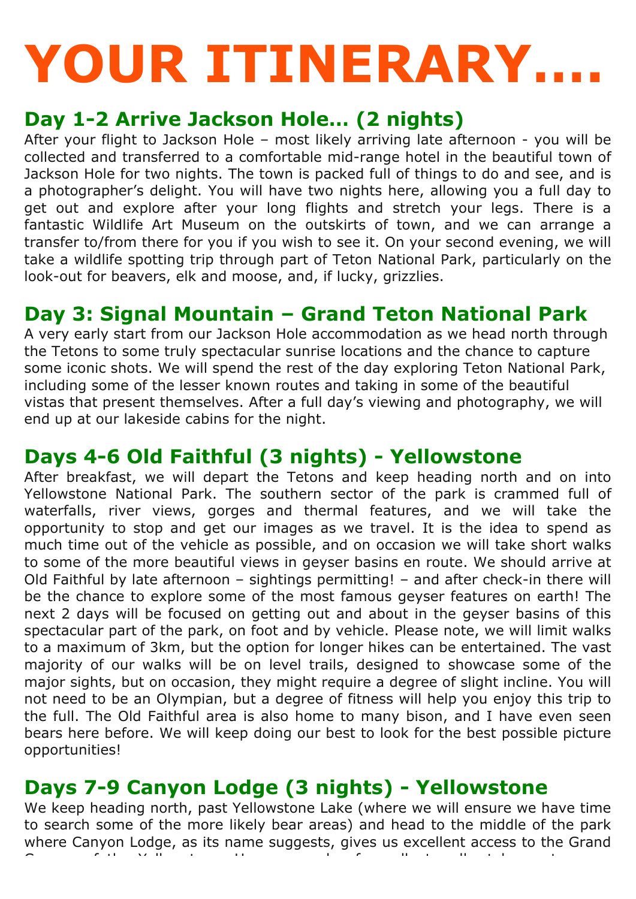# YOUR ITINERARY….

## Day 1-2 Arrive Jackson Hole… (2 nights)

After your flight to Jackson Hole – most likely arriving late afternoon - you will be collected and transferred to a comfortable mid-range hotel in the beautiful town of Jackson Hole for two nights. The town is packed full of things to do and see, and is a photographer's delight. You will have two nights here, allowing you a full day to get out and explore after your long flights and stretch your legs. There is a fantastic Wildlife Art Museum on the outskirts of town, and we can arrange a transfer to/from there for you if you wish to see it. On your second evening, we will take a wildlife spotting trip through part of Teton National Park, particularly on the look-out for beavers, elk and moose, and, if lucky, grizzlies.

## Day 3: Signal Mountain – Grand Teton National Park

A very early start from our Jackson Hole accommodation as we head north through the Tetons to some truly spectacular sunrise locations and the chance to capture some iconic shots. We will spend the rest of the day exploring Teton National Park, including some of the lesser known routes and taking in some of the beautiful vistas that present themselves. After a full day's viewing and photography, we will end up at our lakeside cabins for the night.

## Days 4-6 Old Faithful (3 nights) - Yellowstone

After breakfast, we will depart the Tetons and keep heading north and on into Yellowstone National Park. The southern sector of the park is crammed full of waterfalls, river views, gorges and thermal features, and we will take the opportunity to stop and get our images as we travel. It is the idea to spend as much time out of the vehicle as possible, and on occasion we will take short walks to some of the more beautiful views in geyser basins en route. We should arrive at Old Faithful by late afternoon – sightings permitting! – and after check-in there will be the chance to explore some of the most famous geyser features on earth! The next 2 days will be focused on getting out and about in the geyser basins of this spectacular part of the park, on foot and by vehicle. Please note, we will limit walks to a maximum of 3km, but the option for longer hikes can be entertained. The vast majority of our walks will be on level trails, designed to showcase some of the major sights, but on occasion, they might require a degree of slight incline. You will not need to be an Olympian, but a degree of fitness will help you enjoy this trip to the full. The Old Faithful area is also home to many bison, and I have even seen bears here before. We will keep doing our best to look for the best possible picture opportunities!

## Days 7-9 Canyon Lodge (3 nights) - Yellowstone

We keep heading north, past Yellowstone Lake (where we will ensure we have time to search some of the more likely bear areas) and head to the middle of the park where Canyon Lodge, as its name suggests, gives us excellent access to the Grand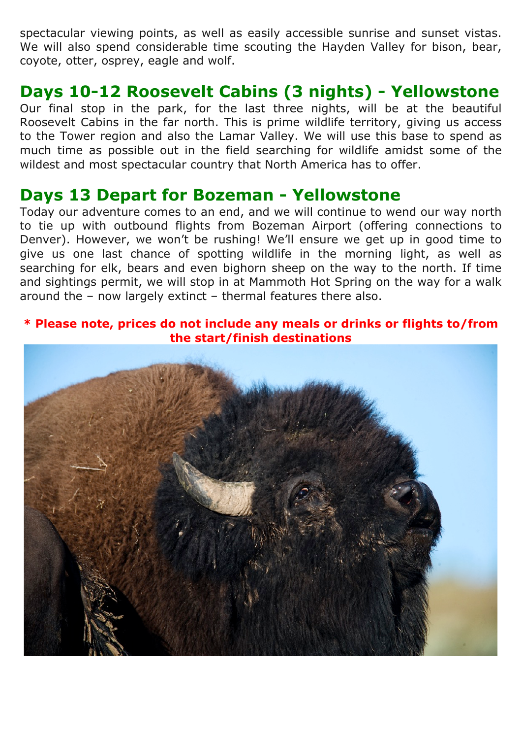spectacular viewing points, as well as easily accessible sunrise and sunset vistas. We will also spend considerable time scouting the Hayden Valley for bison, bear, coyote, otter, osprey, eagle and wolf.

## Days 10-12 Roosevelt Cabins (3 nights) - Yellowstone

Our final stop in the park, for the last three nights, will be at the beautiful Roosevelt Cabins in the far north. This is prime wildlife territory, giving us access to the Tower region and also the Lamar Valley. We will use this base to spend as much time as possible out in the field searching for wildlife amidst some of the wildest and most spectacular country that North America has to offer.

## Days 13 Depart for Bozeman - Yellowstone

Today our adventure comes to an end, and we will continue to wend our way north to tie up with outbound flights from Bozeman Airport (offering connections to Denver). However, we won't be rushing! We'll ensure we get up in good time to give us one last chance of spotting wildlife in the morning light, as well as searching for elk, bears and even bighorn sheep on the way to the north. If time and sightings permit, we will stop in at Mammoth Hot Spring on the way for a walk around the – now largely extinct – thermal features there also.

**\* Please note, prices do not include any meals or drinks or flights to/from the start/finish destinations**